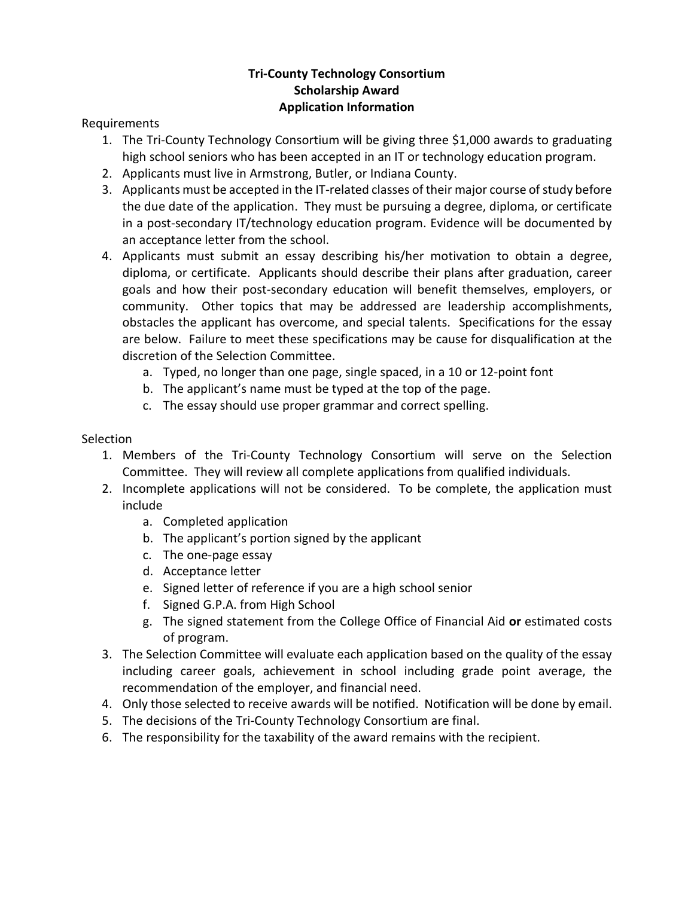# Tri-County Technology Consortium
# Scholarship Award
# Application Information

Requirements

1. The Tri-County Technology Consortium will be giving three $1,000 awards to graduating high school seniors who has been accepted in an IT or technology education program.
2. Applicants must live in Armstrong, Butler, or Indiana County.
3. Applicants must be accepted in the IT-related classes of their major course of study before the due date of the application. They must be pursuing a degree, diploma, or certificate in a post-secondary IT/technology education program. Evidence will be documented by an acceptance letter from the school.
4. Applicants must submit an essay describing his/her motivation to obtain a degree, diploma, or certificate. Applicants should describe their plans after graduation, career goals and how their post-secondary education will benefit themselves, employers, or community. Other topics that may be addressed are leadership accomplishments, obstacles the applicant has overcome, and special talents. Specifications for the essay are below. Failure to meet these specifications may be cause for disqualification at the discretion of the Selection Committee.
   a. Typed, no longer than one page, single spaced, in a 10 or 12-point font
   b. The applicant's name must be typed at the top of the page.
   c. The essay should use proper grammar and correct spelling.

Selection

1. Members of the Tri-County Technology Consortium will serve on the Selection Committee. They will review all complete applications from qualified individuals.
2. Incomplete applications will not be considered. To be complete, the application must include
   a. Completed application
   b. The applicant's portion signed by the applicant
   c. The one-page essay
   d. Acceptance letter
   e. Signed letter of reference if you are a high school senior
   f. Signed G.P.A. from High School
   g. The signed statement from the College Office of Financial Aid **or** estimated costs of program.
3. The Selection Committee will evaluate each application based on the quality of the essay including career goals, achievement in school including grade point average, the recommendation of the employer, and financial need.
4. Only those selected to receive awards will be notified. Notification will be done by email.
5. The decisions of the Tri-County Technology Consortium are final.
6. The responsibility for the taxability of the award remains with the recipient.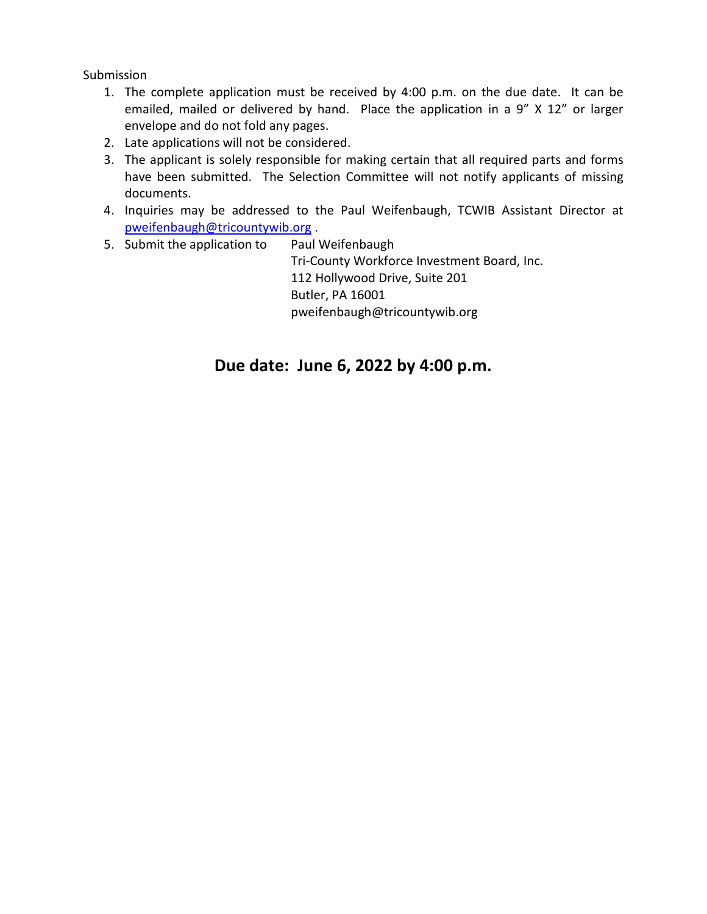Submission

1. The complete application must be received by 4:00 p.m. on the due date. It can be emailed, mailed or delivered by hand. Place the application in a 9" X 12" or larger envelope and do not fold any pages.
2. Late applications will not be considered.
3. The applicant is solely responsible for making certain that all required parts and forms have been submitted. The Selection Committee will not notify applicants of missing documents.
4. Inquiries may be addressed to the Paul Weifenbaugh, TCWIB Assistant Director at pweifenbaugh@tricountywib.org .
5. Submit the application to Paul Weifenbaugh
   Tri-County Workforce Investment Board, Inc.
   112 Hollywood Drive, Suite 201
   Butler, PA 16001
   pweifenbaugh@tricountywib.org

## Due date: June 6, 2022 by 4:00 p.m.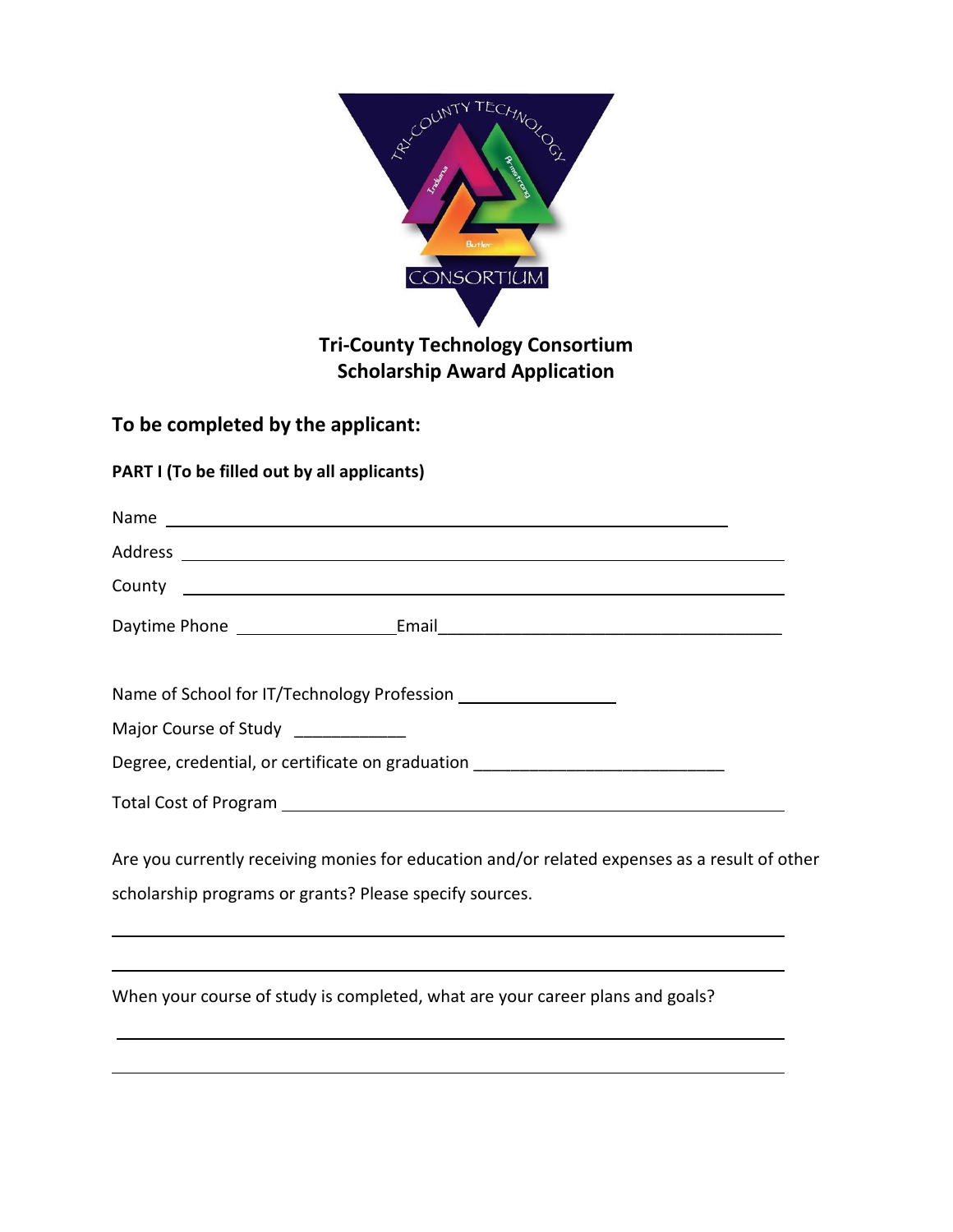**Tri-County Technology Consortium**
**Scholarship Award Application**

## To be completed by the applicant:

**PART I (To be filled out by all applicants)**

Name ______________________________________________________________

Address ____________________________________________________________

County _____________________________________________________________

Daytime Phone _________________ Email ____________________________________

Name of School for IT/Technology Profession _________________

Major Course of Study ____________

Degree, credential, or certificate on graduation ___________________________

Total Cost of Program ________________________________________________

Are you currently receiving monies for education and/or related expenses as a result of other scholarship programs or grants? Please specify sources.

___________________________________________________________________________

___________________________________________________________________________

When your course of study is completed, what are your career plans and goals?

___________________________________________________________________________

___________________________________________________________________________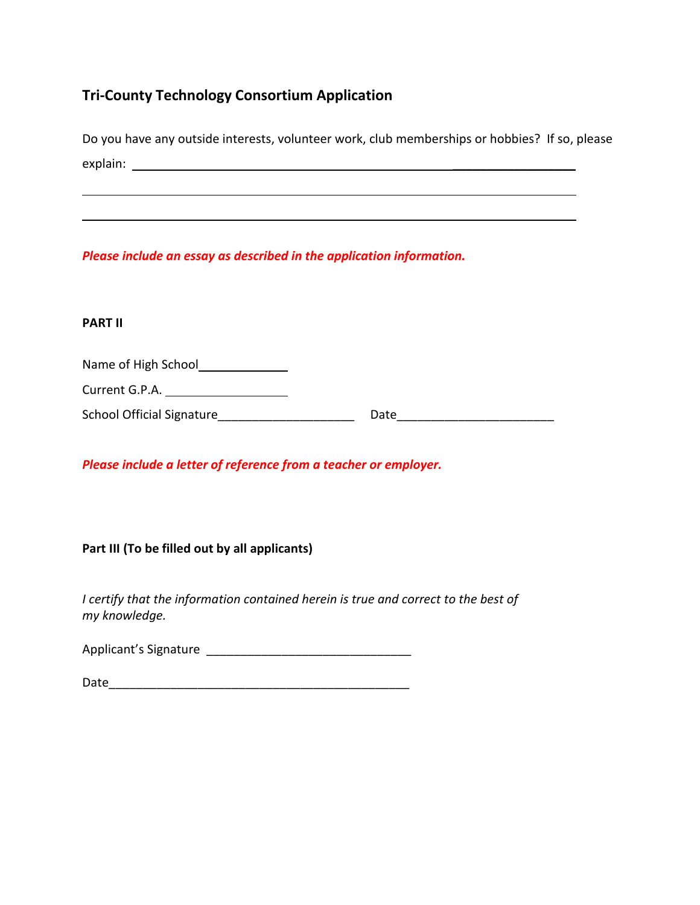## Tri-County Technology Consortium Application

Do you have any outside interests, volunteer work, club memberships or hobbies? If so, please explain: ______________________________________________________________

______________________________________________________________

______________________________________________________________

***Please include an essay as described in the application information.***

**PART II**

Name of High School______________

Current G.P.A. __________________

School Official Signature____________________ Date______________________

***Please include a letter of reference from a teacher or employer.***

**Part III (To be filled out by all applicants)**

*I certify that the information contained herein is true and correct to the best of my knowledge.*

Applicant's Signature ______________________________

Date____________________________________________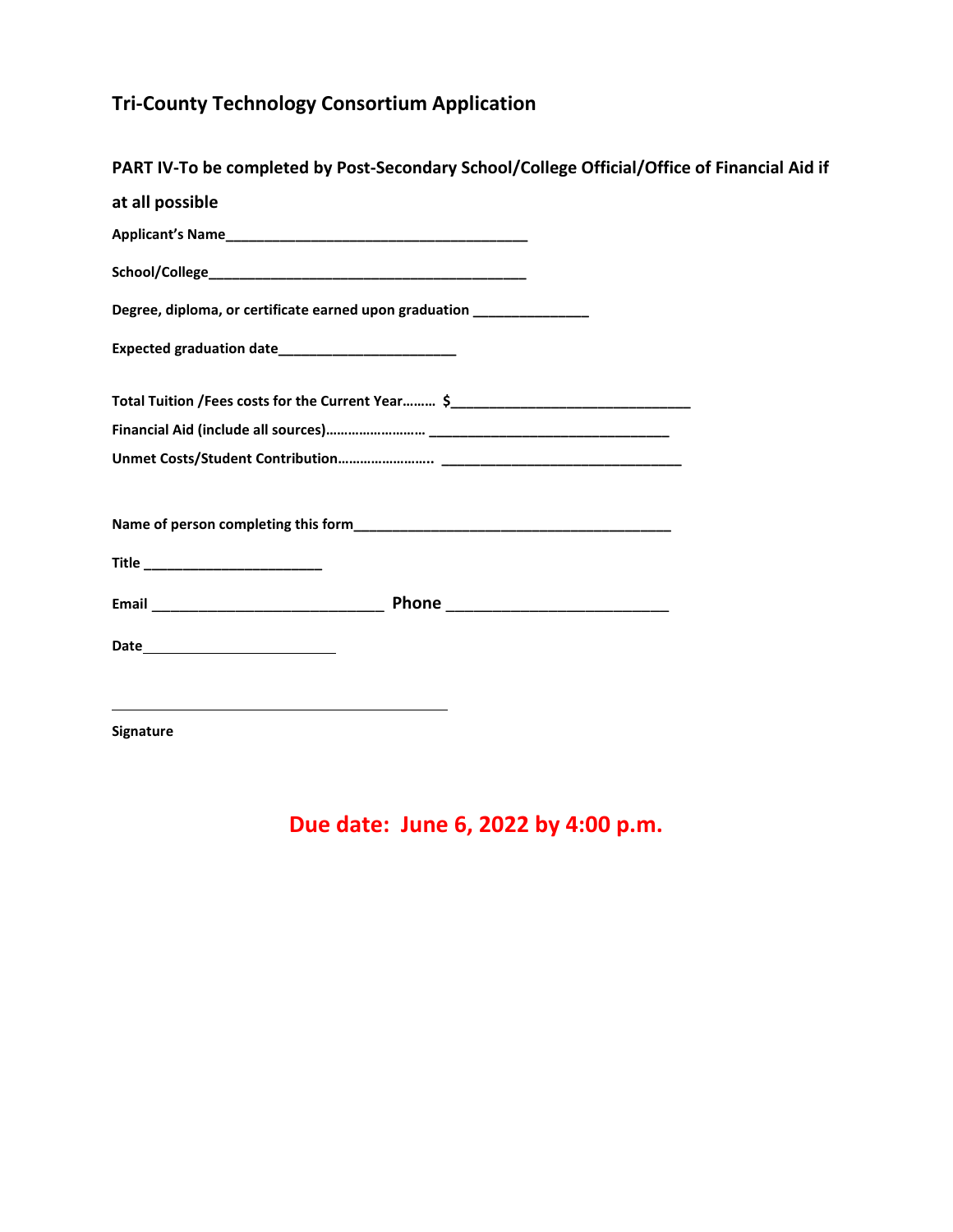## Tri-County Technology Consortium Application

**PART IV-To be completed by Post-Secondary School/College Official/Office of Financial Aid if at all possible**

**Applicant's Name**_______________________________________

**School/College**___________________________________________

**Degree, diploma, or certificate earned upon graduation** _______________

**Expected graduation date**_______________________

**Total Tuition /Fees costs for the Current Year……… $**_______________________________

**Financial Aid (include all sources)………………………** _______________________________

**Unmet Costs/Student Contribution……………………..** _______________________________

**Name of person completing this form**_________________________________________

**Title** _______________________

**Email** ______________________________ **Phone** ____________________________

**Date**__________________________

_____________________________________________

**Signature**

**Due date: June 6, 2022 by 4:00 p.m.**